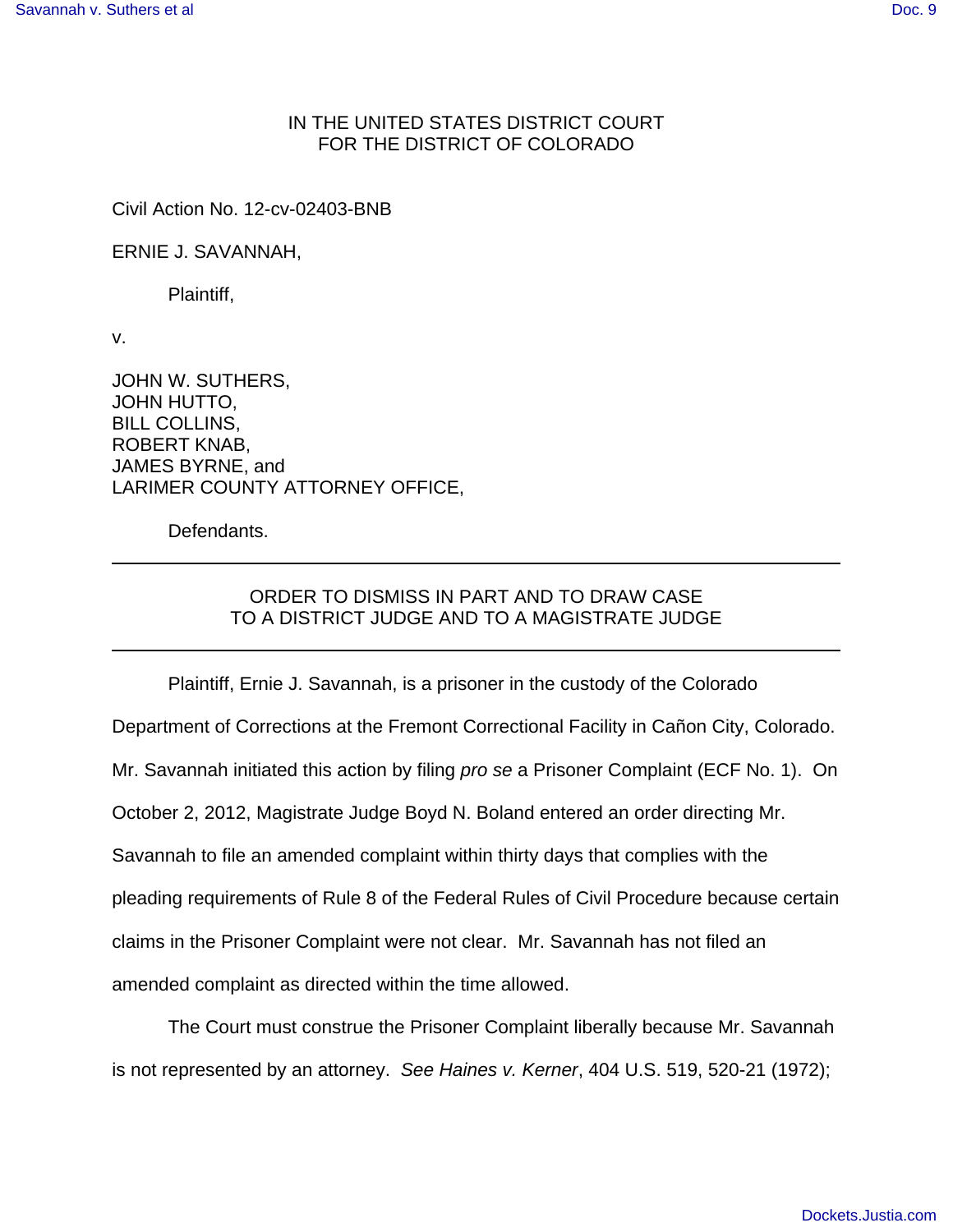IN THE UNITED STATES DISTRICT COURT
FOR THE DISTRICT OF COLORADO

Civil Action No. 12-cv-02403-BNB

ERNIE J. SAVANNAH,

Plaintiff,

v.

JOHN W. SUTHERS,
JOHN HUTTO,
BILL COLLINS,
ROBERT KNAB,
JAMES BYRNE, and
LARIMER COUNTY ATTORNEY OFFICE,

Defendants.

---

ORDER TO DISMISS IN PART AND TO DRAW CASE
TO A DISTRICT JUDGE AND TO A MAGISTRATE JUDGE

---

Plaintiff, Ernie J. Savannah, is a prisoner in the custody of the Colorado Department of Corrections at the Fremont Correctional Facility in Cañon City, Colorado. Mr. Savannah initiated this action by filing *pro se* a Prisoner Complaint (ECF No. 1). On October 2, 2012, Magistrate Judge Boyd N. Boland entered an order directing Mr. Savannah to file an amended complaint within thirty days that complies with the pleading requirements of Rule 8 of the Federal Rules of Civil Procedure because certain claims in the Prisoner Complaint were not clear. Mr. Savannah has not filed an amended complaint as directed within the time allowed.

The Court must construe the Prisoner Complaint liberally because Mr. Savannah is not represented by an attorney. *See Haines v. Kerner*, 404 U.S. 519, 520-21 (1972);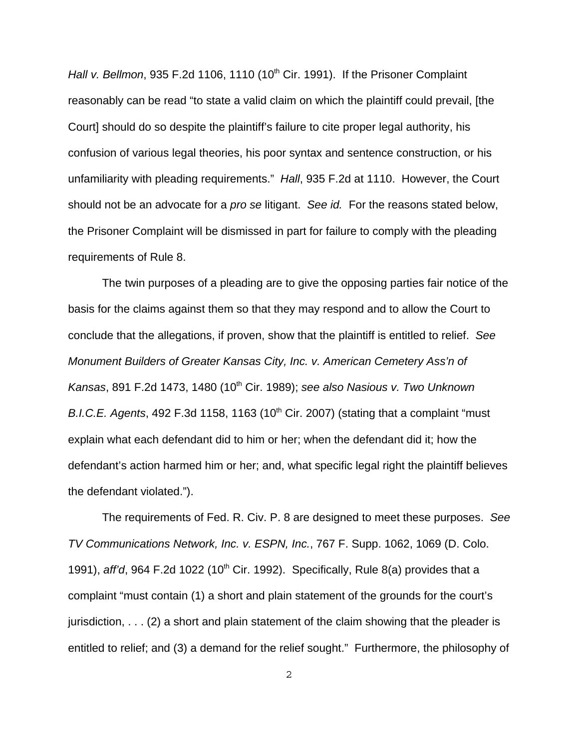*Hall v. Bellmon*, 935 F.2d 1106, 1110 (10th Cir. 1991). If the Prisoner Complaint reasonably can be read "to state a valid claim on which the plaintiff could prevail, [the Court] should do so despite the plaintiff's failure to cite proper legal authority, his confusion of various legal theories, his poor syntax and sentence construction, or his unfamiliarity with pleading requirements." *Hall*, 935 F.2d at 1110. However, the Court should not be an advocate for a *pro se* litigant. *See id.* For the reasons stated below, the Prisoner Complaint will be dismissed in part for failure to comply with the pleading requirements of Rule 8.

The twin purposes of a pleading are to give the opposing parties fair notice of the basis for the claims against them so that they may respond and to allow the Court to conclude that the allegations, if proven, show that the plaintiff is entitled to relief. *See Monument Builders of Greater Kansas City, Inc. v. American Cemetery Ass'n of Kansas*, 891 F.2d 1473, 1480 (10th Cir. 1989); *see also Nasious v. Two Unknown B.I.C.E. Agents*, 492 F.3d 1158, 1163 (10th Cir. 2007) (stating that a complaint "must explain what each defendant did to him or her; when the defendant did it; how the defendant's action harmed him or her; and, what specific legal right the plaintiff believes the defendant violated.").

The requirements of Fed. R. Civ. P. 8 are designed to meet these purposes. *See TV Communications Network, Inc. v. ESPN, Inc.*, 767 F. Supp. 1062, 1069 (D. Colo. 1991), *aff'd*, 964 F.2d 1022 (10th Cir. 1992). Specifically, Rule 8(a) provides that a complaint "must contain (1) a short and plain statement of the grounds for the court's jurisdiction, . . . (2) a short and plain statement of the claim showing that the pleader is entitled to relief; and (3) a demand for the relief sought." Furthermore, the philosophy of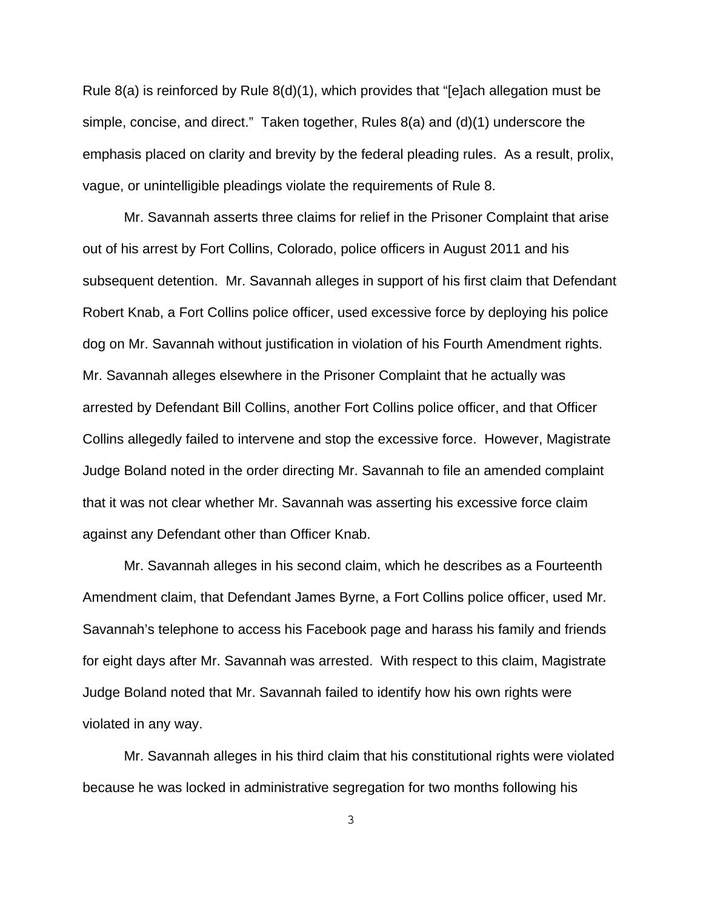Rule 8(a) is reinforced by Rule 8(d)(1), which provides that "[e]ach allegation must be simple, concise, and direct." Taken together, Rules 8(a) and (d)(1) underscore the emphasis placed on clarity and brevity by the federal pleading rules. As a result, prolix, vague, or unintelligible pleadings violate the requirements of Rule 8.

Mr. Savannah asserts three claims for relief in the Prisoner Complaint that arise out of his arrest by Fort Collins, Colorado, police officers in August 2011 and his subsequent detention. Mr. Savannah alleges in support of his first claim that Defendant Robert Knab, a Fort Collins police officer, used excessive force by deploying his police dog on Mr. Savannah without justification in violation of his Fourth Amendment rights. Mr. Savannah alleges elsewhere in the Prisoner Complaint that he actually was arrested by Defendant Bill Collins, another Fort Collins police officer, and that Officer Collins allegedly failed to intervene and stop the excessive force. However, Magistrate Judge Boland noted in the order directing Mr. Savannah to file an amended complaint that it was not clear whether Mr. Savannah was asserting his excessive force claim against any Defendant other than Officer Knab.

Mr. Savannah alleges in his second claim, which he describes as a Fourteenth Amendment claim, that Defendant James Byrne, a Fort Collins police officer, used Mr. Savannah's telephone to access his Facebook page and harass his family and friends for eight days after Mr. Savannah was arrested. With respect to this claim, Magistrate Judge Boland noted that Mr. Savannah failed to identify how his own rights were violated in any way.

Mr. Savannah alleges in his third claim that his constitutional rights were violated because he was locked in administrative segregation for two months following his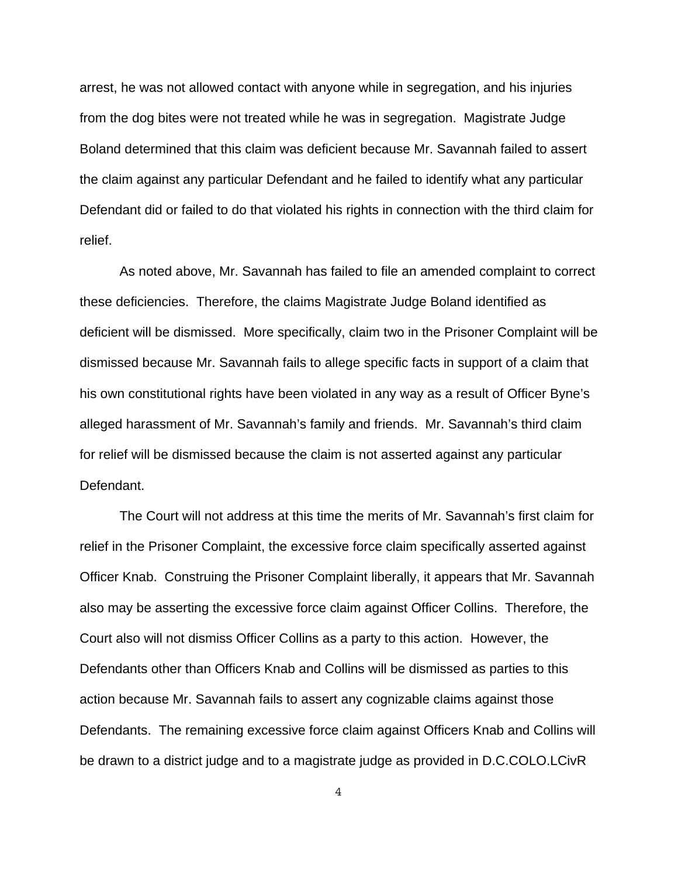arrest, he was not allowed contact with anyone while in segregation, and his injuries from the dog bites were not treated while he was in segregation. Magistrate Judge Boland determined that this claim was deficient because Mr. Savannah failed to assert the claim against any particular Defendant and he failed to identify what any particular Defendant did or failed to do that violated his rights in connection with the third claim for relief.

As noted above, Mr. Savannah has failed to file an amended complaint to correct these deficiencies. Therefore, the claims Magistrate Judge Boland identified as deficient will be dismissed. More specifically, claim two in the Prisoner Complaint will be dismissed because Mr. Savannah fails to allege specific facts in support of a claim that his own constitutional rights have been violated in any way as a result of Officer Byne's alleged harassment of Mr. Savannah's family and friends. Mr. Savannah's third claim for relief will be dismissed because the claim is not asserted against any particular Defendant.

The Court will not address at this time the merits of Mr. Savannah's first claim for relief in the Prisoner Complaint, the excessive force claim specifically asserted against Officer Knab. Construing the Prisoner Complaint liberally, it appears that Mr. Savannah also may be asserting the excessive force claim against Officer Collins. Therefore, the Court also will not dismiss Officer Collins as a party to this action. However, the Defendants other than Officers Knab and Collins will be dismissed as parties to this action because Mr. Savannah fails to assert any cognizable claims against those Defendants. The remaining excessive force claim against Officers Knab and Collins will be drawn to a district judge and to a magistrate judge as provided in D.C.COLO.LCivR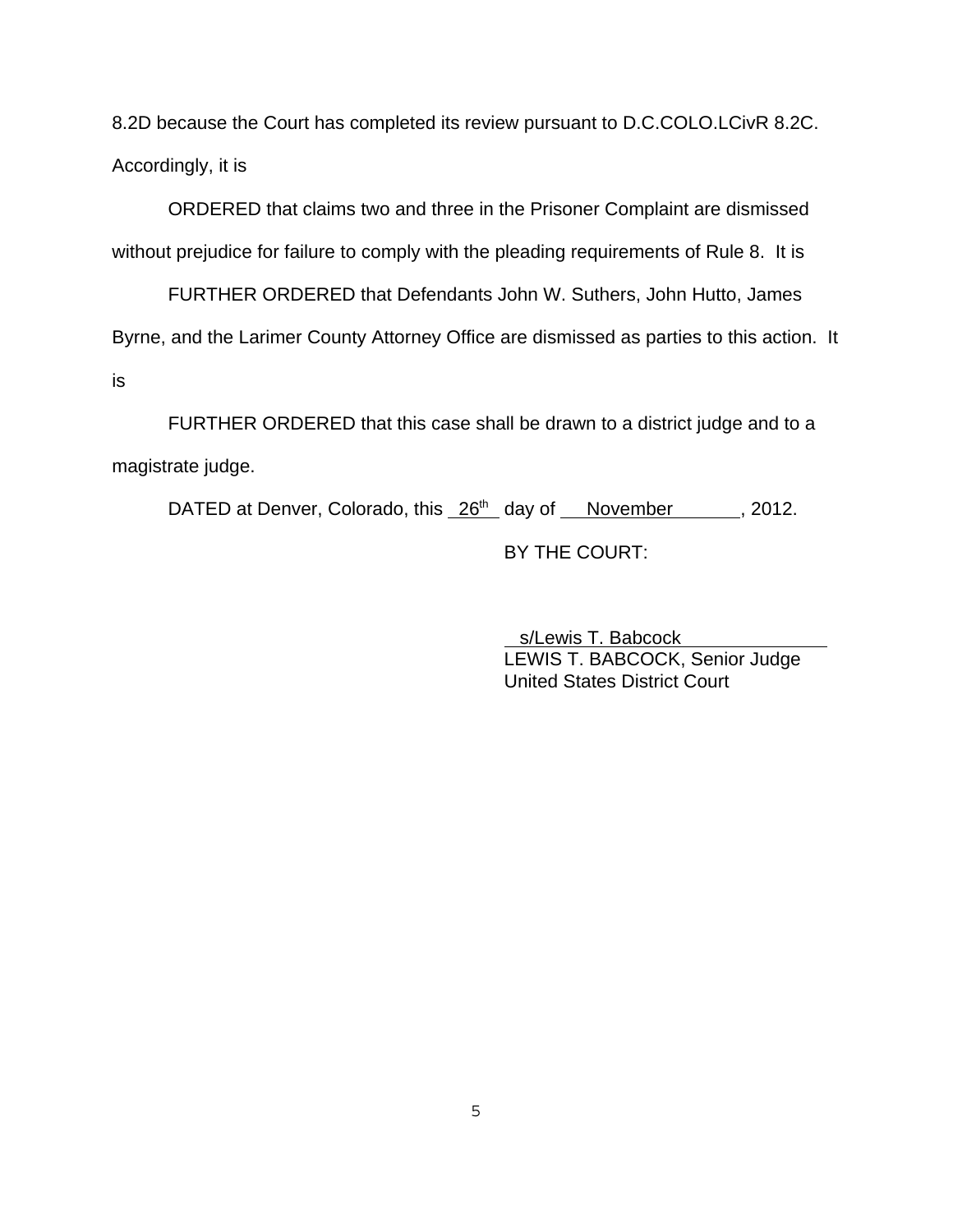8.2D because the Court has completed its review pursuant to D.C.COLO.LCivR 8.2C. Accordingly, it is

ORDERED that claims two and three in the Prisoner Complaint are dismissed without prejudice for failure to comply with the pleading requirements of Rule 8. It is

FURTHER ORDERED that Defendants John W. Suthers, John Hutto, James Byrne, and the Larimer County Attorney Office are dismissed as parties to this action. It is

FURTHER ORDERED that this case shall be drawn to a district judge and to a magistrate judge.

DATED at Denver, Colorado, this 26th day of November, 2012.

BY THE COURT:

s/Lewis T. Babcock
LEWIS T. BABCOCK, Senior Judge
United States District Court